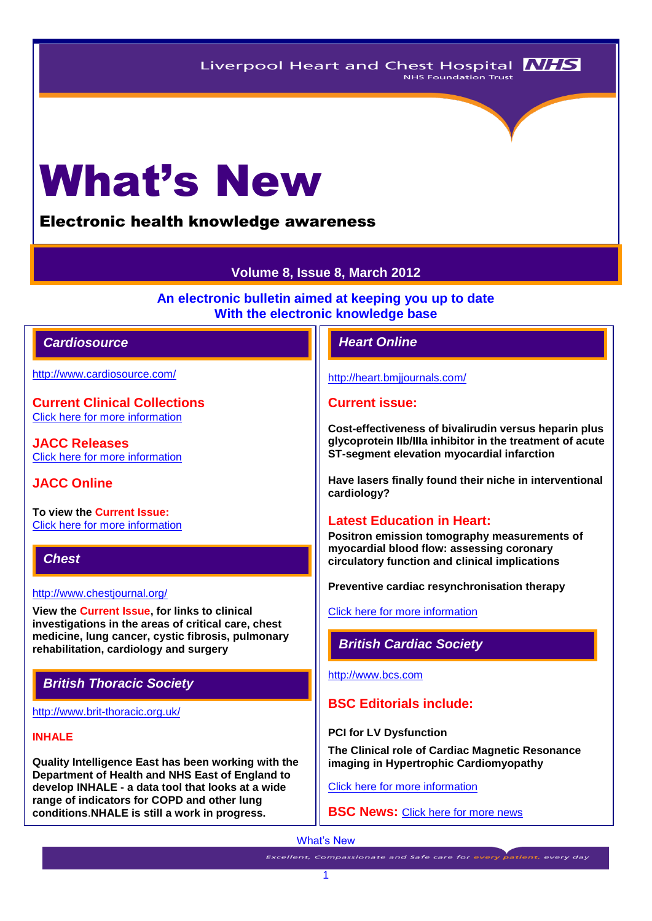Liverpool Heart and Chest Hospital NHS Foundation Trust

# What's New

## Electronic health knowledge awareness

**Volume 8, Issue 8, March 2012**

**An electronic bulletin aimed at keeping you up to date With the electronic knowledge base**

## Cardiosource

http://www.cardiosource.com/

### Current Clinical Collections

Click here for more information

### JACC Releases

Click here for more information

### JACC Online

**To view the Current Issue:**

Click here for more information

## Chest

http://www.chestjournal.org/

**View the Current Issue, for links to clinical investigations in the areas of critical care, chest medicine, lung cancer, cystic fibrosis, pulmonary rehabilitation, cardiology and surgery**

## British Thoracic Society

http://www.brit-thoracic.org.uk/

### INHALE

**Quality Intelligence East has been working with the Department of Health and NHS East of England to develop INHALE - a data tool that looks at a wide range of indicators for COPD and other lung conditions.NHALE is still a work in progress.**

## Heart Online

http://heart.bmjjournals.com/

### Current issue:

**Cost-effectiveness of bivalirudin versus heparin plus glycoprotein IIb/IIIa inhibitor in the treatment of acute ST-segment elevation myocardial infarction**

**Have lasers finally found their niche in interventional cardiology?**

### Latest Education in Heart:

**Positron emission tomography measurements of myocardial blood flow: assessing coronary circulatory function and clinical implications**

**Preventive cardiac resynchronisation therapy**

Click here for more information

## British Cardiac Society

http://www.bcs.com

### BSC Editorials include:

**PCI for LV Dysfunction**

**The Clinical role of Cardiac Magnetic Resonance imaging in Hypertrophic Cardiomyopathy**

Click here for more information

**BSC News:** Click here for more news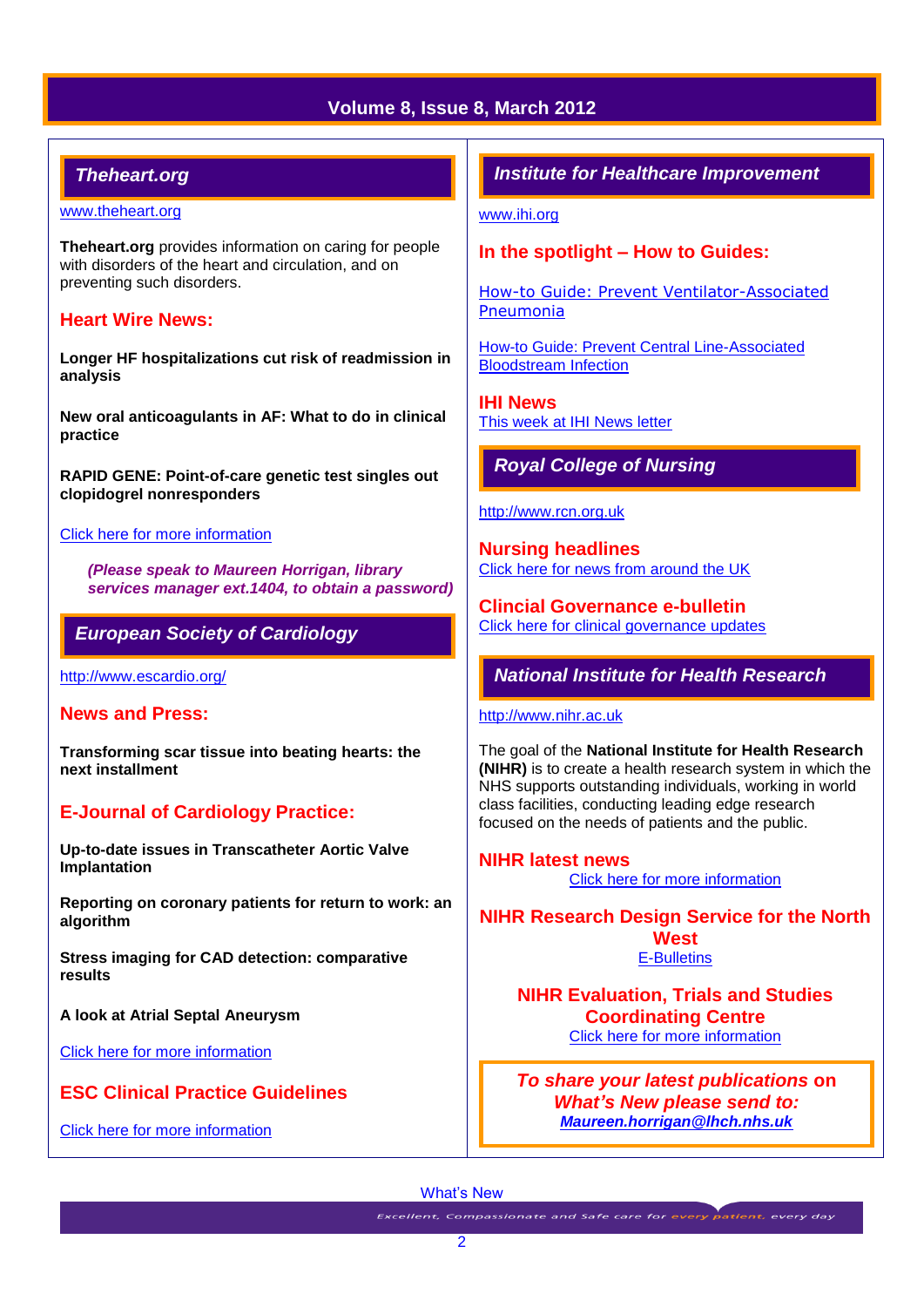## Theheart.org

www.theheart.org

**Theheart.org** provides information on caring for people with disorders of the heart and circulation, and on preventing such disorders.

### Heart Wire News:

**Longer HF hospitalizations cut risk of readmission in analysis**

**New oral anticoagulants in AF: What to do in clinical practice**

**RAPID GENE: Point-of-care genetic test singles out clopidogrel nonresponders**

Click here for more information

***(Please speak to Maureen Horrigan, library services manager ext.1404, to obtain a password)***

## European Society of Cardiology

http://www.escardio.org/

### News and Press:

**Transforming scar tissue into beating hearts: the next installment**

### E-Journal of Cardiology Practice:

**Up-to-date issues in Transcatheter Aortic Valve Implantation**

**Reporting on coronary patients for return to work: an algorithm**

**Stress imaging for CAD detection: comparative results**

**A look at Atrial Septal Aneurysm**

Click here for more information

### ESC Clinical Practice Guidelines

Click here for more information

## Institute for Healthcare Improvement

www.ihi.org

### In the spotlight – How to Guides:

How-to Guide: Prevent Ventilator-Associated Pneumonia

How-to Guide: Prevent Central Line-Associated Bloodstream Infection

### IHI News

This week at IHI News letter

## Royal College of Nursing

http://www.rcn.org.uk

### Nursing headlines

Click here for news from around the UK

### Clincial Governance e-bulletin

Click here for clinical governance updates

## National Institute for Health Research

http://www.nihr.ac.uk

The goal of the **National Institute for Health Research (NIHR)** is to create a health research system in which the NHS supports outstanding individuals, working in world class facilities, conducting leading edge research focused on the needs of patients and the public.

### NIHR latest news

Click here for more information

### NIHR Research Design Service for the North West

E-Bulletins

### NIHR Evaluation, Trials and Studies Coordinating Centre

Click here for more information

***To share your latest publications* on *What's New please send to:***

***Maureen.horrigan@lhch.nhs.uk***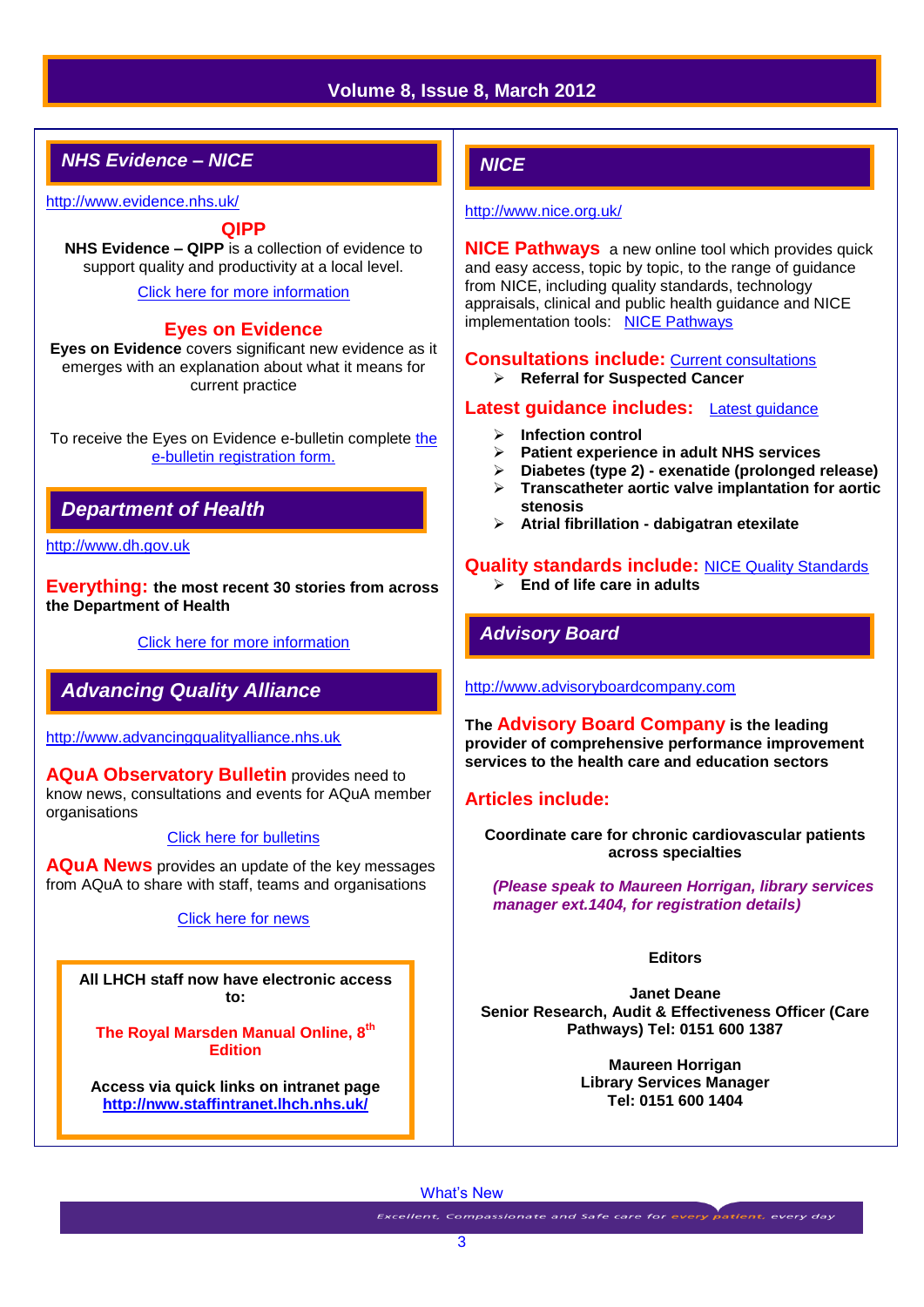## NHS Evidence – NICE

http://www.evidence.nhs.uk/

### QIPP

**NHS Evidence – QIPP** is a collection of evidence to support quality and productivity at a local level.

Click here for more information

### Eyes on Evidence

**Eyes on Evidence** covers significant new evidence as it emerges with an explanation about what it means for current practice

To receive the Eyes on Evidence e-bulletin complete the e-bulletin registration form.

## Department of Health

http://www.dh.gov.uk

**Everything: the most recent 30 stories from across the Department of Health**

Click here for more information

## Advancing Quality Alliance

http://www.advancingqualityalliance.nhs.uk

**AQuA Observatory Bulletin** provides need to know news, consultations and events for AQuA member organisations

Click here for bulletins

**AQuA News** provides an update of the key messages from AQuA to share with staff, teams and organisations

Click here for news

**All LHCH staff now have electronic access to:**

**The Royal Marsden Manual Online, 8th Edition**

**Access via quick links on intranet page**
**http://nww.staffintranet.lhch.nhs.uk/**

## NICE

http://www.nice.org.uk/

**NICE Pathways** a new online tool which provides quick and easy access, topic by topic, to the range of guidance from NICE, including quality standards, technology appraisals, clinical and public health guidance and NICE implementation tools: NICE Pathways

**Consultations include:** Current consultations

- **Referral for Suspected Cancer**

**Latest guidance includes:** Latest guidance

- **Infection control**
- **Patient experience in adult NHS services**
- **Diabetes (type 2) - exenatide (prolonged release)**
- **Transcatheter aortic valve implantation for aortic stenosis**
- **Atrial fibrillation - dabigatran etexilate**

**Quality standards include:** NICE Quality Standards

- **End of life care in adults**

## Advisory Board

http://www.advisoryboardcompany.com

**The Advisory Board Company is the leading provider of comprehensive performance improvement services to the health care and education sectors**

**Articles include:**

**Coordinate care for chronic cardiovascular patients across specialties**

***(Please speak to Maureen Horrigan, library services manager ext.1404, for registration details)***

**Editors**

**Janet Deane**
**Senior Research, Audit & Effectiveness Officer (Care Pathways) Tel: 0151 600 1387**

**Maureen Horrigan**
**Library Services Manager**
**Tel: 0151 600 1404**

What's New